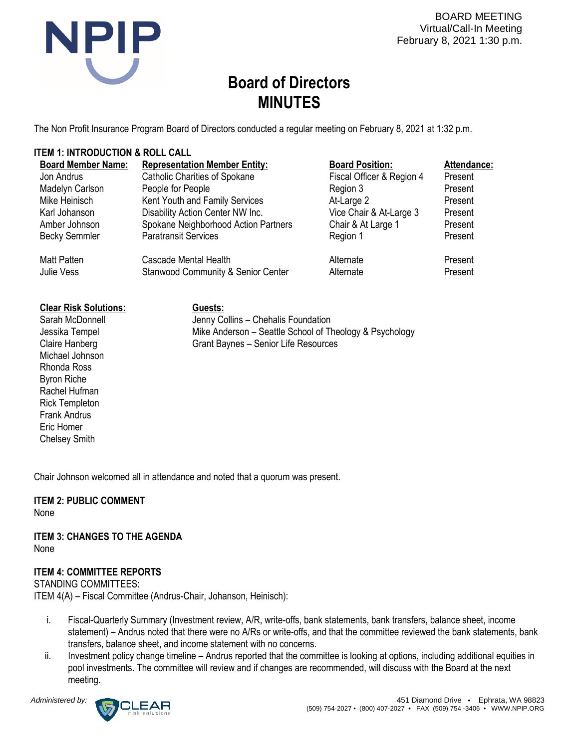BOARD MEETING
Virtual/Call-In Meeting
February 8, 2021 1:30 p.m.

# Board of Directors MINUTES

The Non Profit Insurance Program Board of Directors conducted a regular meeting on February 8, 2021 at 1:32 p.m.

## ITEM 1: INTRODUCTION & ROLL CALL

| Board Member Name: | Representation Member Entity: | Board Position: | Attendance: |
|---|---|---|---|
| Jon Andrus | Catholic Charities of Spokane | Fiscal Officer & Region 4 | Present |
| Madelyn Carlson | People for People | Region 3 | Present |
| Mike Heinisch | Kent Youth and Family Services | At-Large 2 | Present |
| Karl Johanson | Disability Action Center NW Inc. | Vice Chair & At-Large 3 | Present |
| Amber Johnson | Spokane Neighborhood Action Partners | Chair & At Large 1 | Present |
| Becky Semmler | Paratransit Services | Region 1 | Present |
| Matt Patten | Cascade Mental Health | Alternate | Present |
| Julie Vess | Stanwood Community & Senior Center | Alternate | Present |

**Clear Risk Solutions:**
Sarah McDonnell
Jessika Tempel
Claire Hanberg
Michael Johnson
Rhonda Ross
Byron Riche
Rachel Hufman
Rick Templeton
Frank Andrus
Eric Homer
Chelsey Smith

**Guests:**
Jenny Collins – Chehalis Foundation
Mike Anderson – Seattle School of Theology & Psychology
Grant Baynes – Senior Life Resources

Chair Johnson welcomed all in attendance and noted that a quorum was present.

## ITEM 2: PUBLIC COMMENT

None

## ITEM 3: CHANGES TO THE AGENDA

None

## ITEM 4: COMMITTEE REPORTS

STANDING COMMITTEES:

ITEM 4(A) – Fiscal Committee (Andrus-Chair, Johanson, Heinisch):

i. Fiscal-Quarterly Summary (Investment review, A/R, write-offs, bank statements, bank transfers, balance sheet, income statement) – Andrus noted that there were no A/Rs or write-offs, and that the committee reviewed the bank statements, bank transfers, balance sheet, and income statement with no concerns.
ii. Investment policy change timeline – Andrus reported that the committee is looking at options, including additional equities in pool investments. The committee will review and if changes are recommended, will discuss with the Board at the next meeting.

*Administered by:* CLEAR risk solutions

451 Diamond Drive • Ephrata, WA 98823
(509) 754-2027 • (800) 407-2027 • FAX (509) 754 -3406 • WWW.NPIP.ORG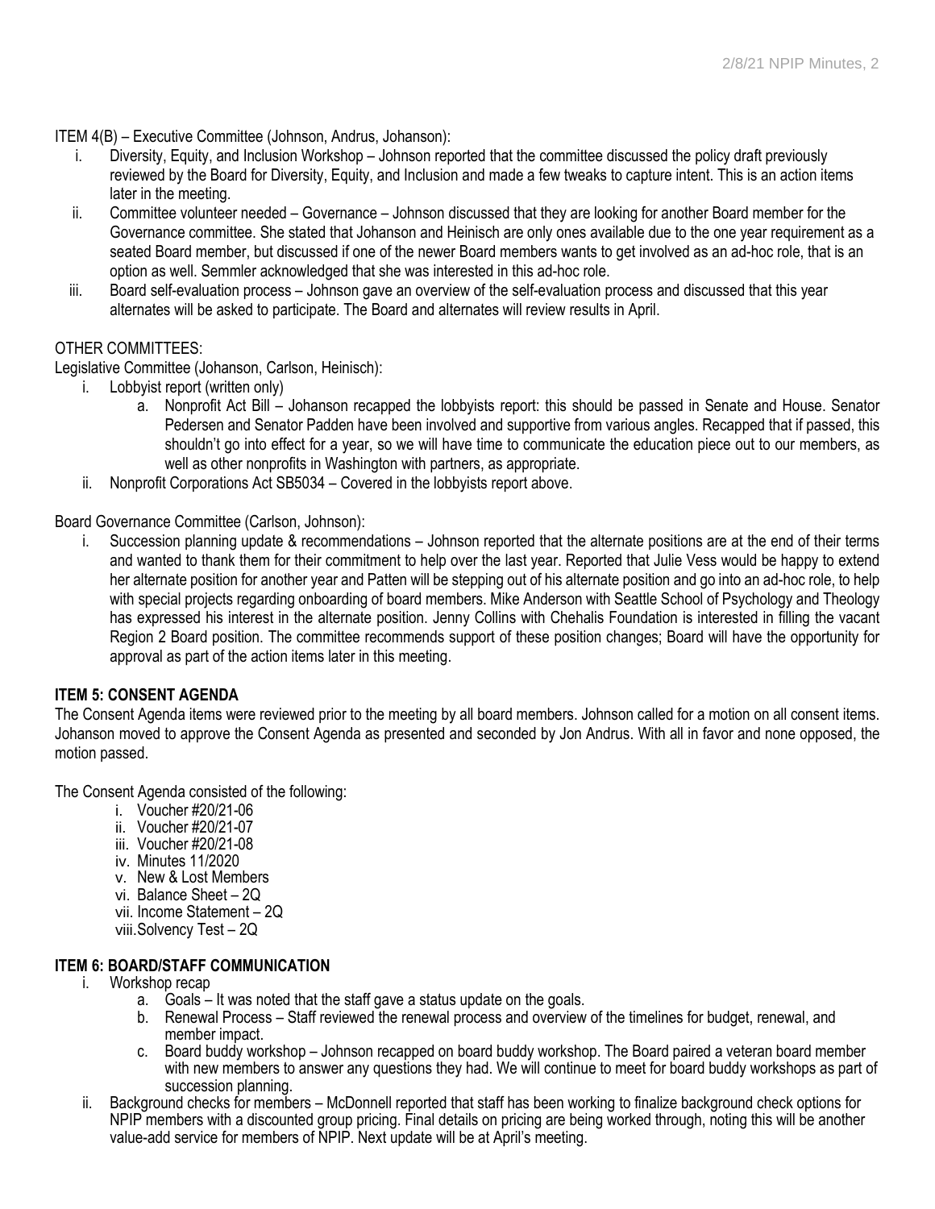ITEM 4(B) – Executive Committee (Johnson, Andrus, Johanson):

i. Diversity, Equity, and Inclusion Workshop – Johnson reported that the committee discussed the policy draft previously reviewed by the Board for Diversity, Equity, and Inclusion and made a few tweaks to capture intent. This is an action items later in the meeting.
ii. Committee volunteer needed – Governance – Johnson discussed that they are looking for another Board member for the Governance committee. She stated that Johanson and Heinisch are only ones available due to the one year requirement as a seated Board member, but discussed if one of the newer Board members wants to get involved as an ad-hoc role, that is an option as well. Semmler acknowledged that she was interested in this ad-hoc role.
iii. Board self-evaluation process – Johnson gave an overview of the self-evaluation process and discussed that this year alternates will be asked to participate. The Board and alternates will review results in April.

OTHER COMMITTEES:

Legislative Committee (Johanson, Carlson, Heinisch):

i. Lobbyist report (written only)
   a. Nonprofit Act Bill – Johanson recapped the lobbyists report: this should be passed in Senate and House. Senator Pedersen and Senator Padden have been involved and supportive from various angles. Recapped that if passed, this shouldn't go into effect for a year, so we will have time to communicate the education piece out to our members, as well as other nonprofits in Washington with partners, as appropriate.
ii. Nonprofit Corporations Act SB5034 – Covered in the lobbyists report above.

Board Governance Committee (Carlson, Johnson):

i. Succession planning update & recommendations – Johnson reported that the alternate positions are at the end of their terms and wanted to thank them for their commitment to help over the last year. Reported that Julie Vess would be happy to extend her alternate position for another year and Patten will be stepping out of his alternate position and go into an ad-hoc role, to help with special projects regarding onboarding of board members. Mike Anderson with Seattle School of Psychology and Theology has expressed his interest in the alternate position. Jenny Collins with Chehalis Foundation is interested in filling the vacant Region 2 Board position. The committee recommends support of these position changes; Board will have the opportunity for approval as part of the action items later in this meeting.

**ITEM 5: CONSENT AGENDA**

The Consent Agenda items were reviewed prior to the meeting by all board members. Johnson called for a motion on all consent items. Johanson moved to approve the Consent Agenda as presented and seconded by Jon Andrus. With all in favor and none opposed, the motion passed.

The Consent Agenda consisted of the following:

i. Voucher #20/21-06
ii. Voucher #20/21-07
iii. Voucher #20/21-08
iv. Minutes 11/2020
v. New & Lost Members
vi. Balance Sheet – 2Q
vii. Income Statement – 2Q
viii. Solvency Test – 2Q

**ITEM 6: BOARD/STAFF COMMUNICATION**

i. Workshop recap
   a. Goals – It was noted that the staff gave a status update on the goals.
   b. Renewal Process – Staff reviewed the renewal process and overview of the timelines for budget, renewal, and member impact.
   c. Board buddy workshop – Johnson recapped on board buddy workshop. The Board paired a veteran board member with new members to answer any questions they had. We will continue to meet for board buddy workshops as part of succession planning.
ii. Background checks for members – McDonnell reported that staff has been working to finalize background check options for NPIP members with a discounted group pricing. Final details on pricing are being worked through, noting this will be another value-add service for members of NPIP. Next update will be at April's meeting.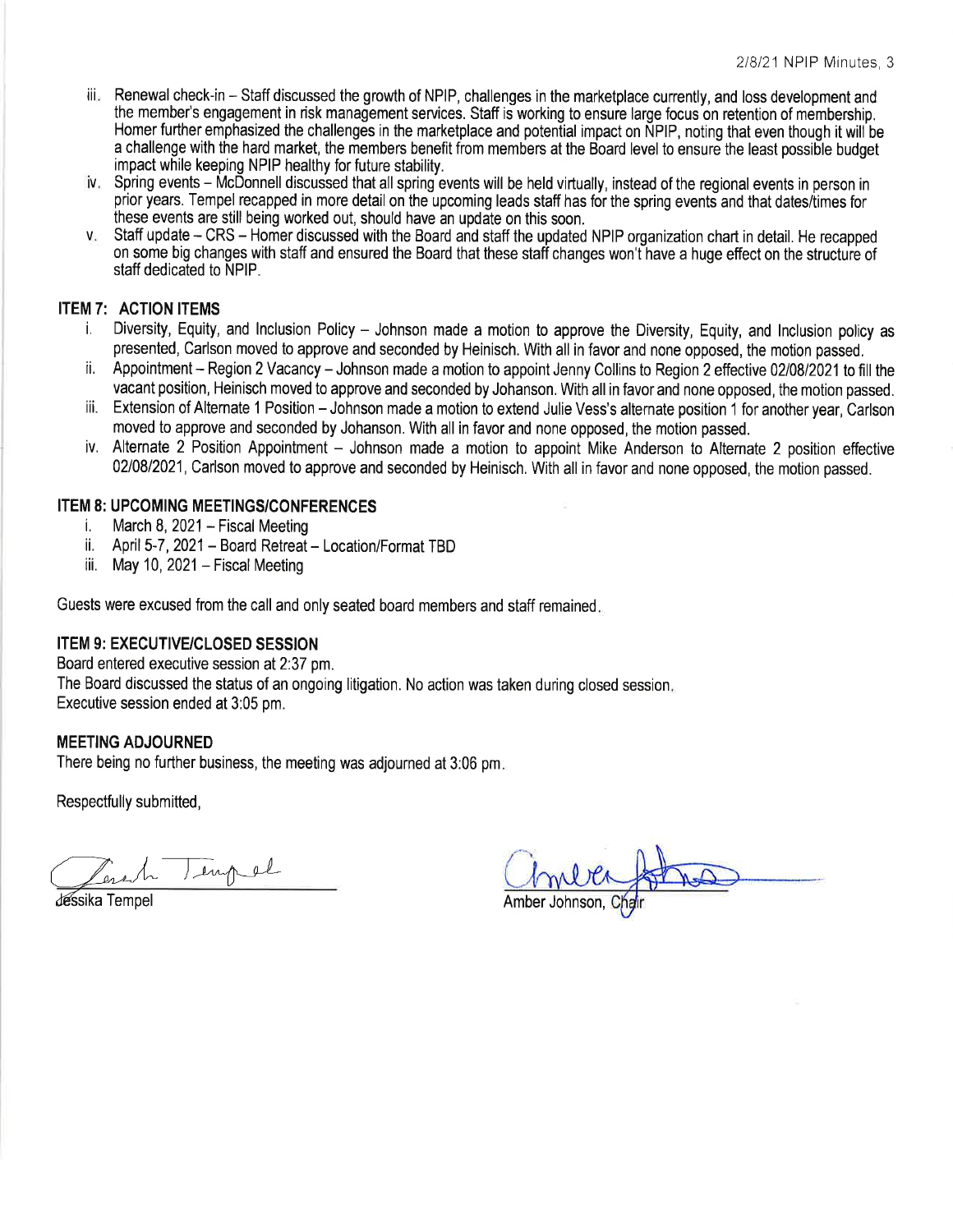iii. Renewal check-in – Staff discussed the growth of NPIP, challenges in the marketplace currently, and loss development and the member's engagement in risk management services. Staff is working to ensure large focus on retention of membership. Homer further emphasized the challenges in the marketplace and potential impact on NPIP, noting that even though it will be a challenge with the hard market, the members benefit from members at the Board level to ensure the least possible budget impact while keeping NPIP healthy for future stability.

iv. Spring events – McDonnell discussed that all spring events will be held virtually, instead of the regional events in person in prior years. Tempel recapped in more detail on the upcoming leads staff has for the spring events and that dates/times for these events are still being worked out, should have an update on this soon.

v. Staff update – CRS – Homer discussed with the Board and staff the updated NPIP organization chart in detail. He recapped on some big changes with staff and ensured the Board that these staff changes won't have a huge effect on the structure of staff dedicated to NPIP.

### ITEM 7: ACTION ITEMS

i. Diversity, Equity, and Inclusion Policy – Johnson made a motion to approve the Diversity, Equity, and Inclusion policy as presented, Carlson moved to approve and seconded by Heinisch. With all in favor and none opposed, the motion passed.

ii. Appointment – Region 2 Vacancy – Johnson made a motion to appoint Jenny Collins to Region 2 effective 02/08/2021 to fill the vacant position, Heinisch moved to approve and seconded by Johanson. With all in favor and none opposed, the motion passed.

iii. Extension of Alternate 1 Position – Johnson made a motion to extend Julie Vess's alternate position 1 for another year, Carlson moved to approve and seconded by Johanson. With all in favor and none opposed, the motion passed.

iv. Alternate 2 Position Appointment – Johnson made a motion to appoint Mike Anderson to Alternate 2 position effective 02/08/2021, Carlson moved to approve and seconded by Heinisch. With all in favor and none opposed, the motion passed.

### ITEM 8: UPCOMING MEETINGS/CONFERENCES

i. March 8, 2021 – Fiscal Meeting

ii. April 5-7, 2021 – Board Retreat – Location/Format TBD

iii. May 10, 2021 – Fiscal Meeting

Guests were excused from the call and only seated board members and staff remained.

### ITEM 9: EXECUTIVE/CLOSED SESSION

Board entered executive session at 2:37 pm.

The Board discussed the status of an ongoing litigation. No action was taken during closed session.

Executive session ended at 3:05 pm.

### MEETING ADJOURNED

There being no further business, the meeting was adjourned at 3:06 pm.

Respectfully submitted,

Jessika Tempel

Amber Johnson, Chair